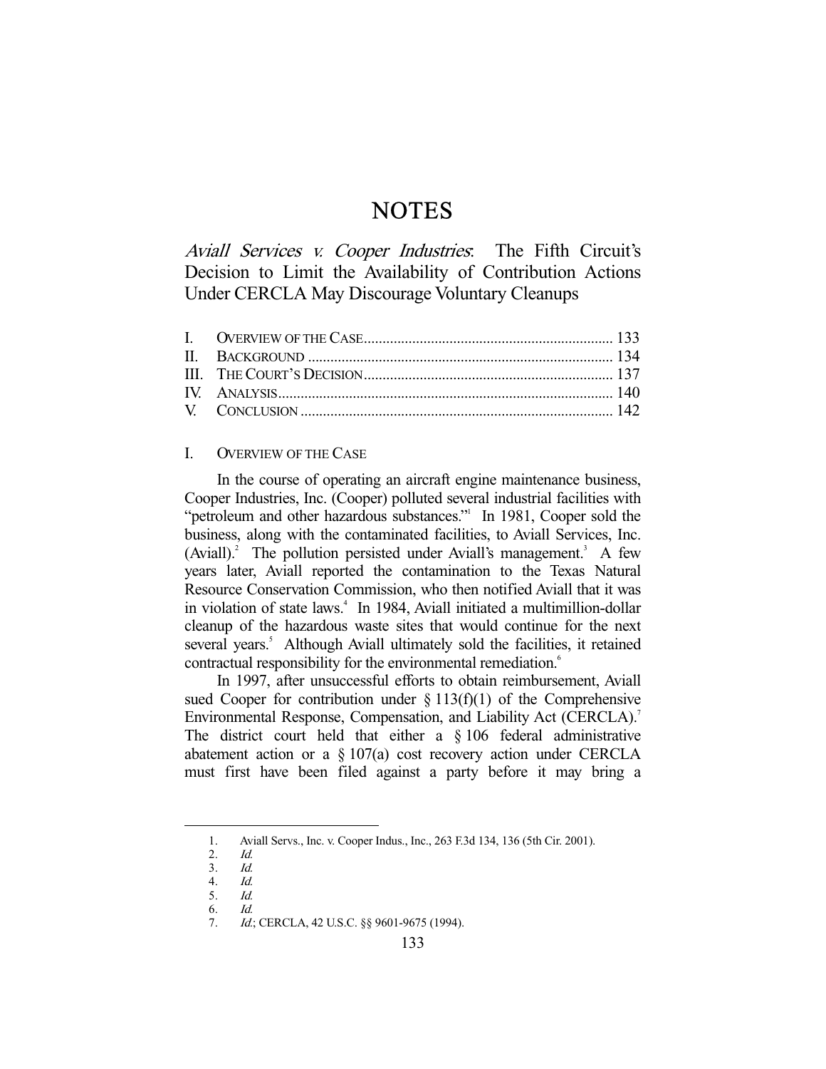# NOTES

## *Aviall Services v. Cooper Industries*: The Fifth Circuit's Decision to Limit the Availability of Contribution Actions Under CERCLA May Discourage Voluntary Cleanups

| | | |
|---|---|---|
| I. | OVERVIEW OF THE CASE | 133 |
| II. | BACKGROUND | 134 |
| III. | THE COURT'S DECISION | 137 |
| IV. | ANALYSIS | 140 |
| V. | CONCLUSION | 142 |

### I. OVERVIEW OF THE CASE

In the course of operating an aircraft engine maintenance business, Cooper Industries, Inc. (Cooper) polluted several industrial facilities with "petroleum and other hazardous substances."[1] In 1981, Cooper sold the business, along with the contaminated facilities, to Aviall Services, Inc. (Aviall).[2] The pollution persisted under Aviall's management.[3] A few years later, Aviall reported the contamination to the Texas Natural Resource Conservation Commission, who then notified Aviall that it was in violation of state laws.[4] In 1984, Aviall initiated a multimillion-dollar cleanup of the hazardous waste sites that would continue for the next several years.[5] Although Aviall ultimately sold the facilities, it retained contractual responsibility for the environmental remediation.[6]

In 1997, after unsuccessful efforts to obtain reimbursement, Aviall sued Cooper for contribution under § 113(f)(1) of the Comprehensive Environmental Response, Compensation, and Liability Act (CERCLA).[7] The district court held that either a § 106 federal administrative abatement action or a § 107(a) cost recovery action under CERCLA must first have been filed against a party before it may bring a

---

1. Aviall Servs., Inc. v. Cooper Indus., Inc., 263 F.3d 134, 136 (5th Cir. 2001).
2. *Id.*
3. *Id.*
4. *Id.*
5. *Id.*
6. *Id.*
7. *Id.*; CERCLA, 42 U.S.C. §§ 9601-9675 (1994).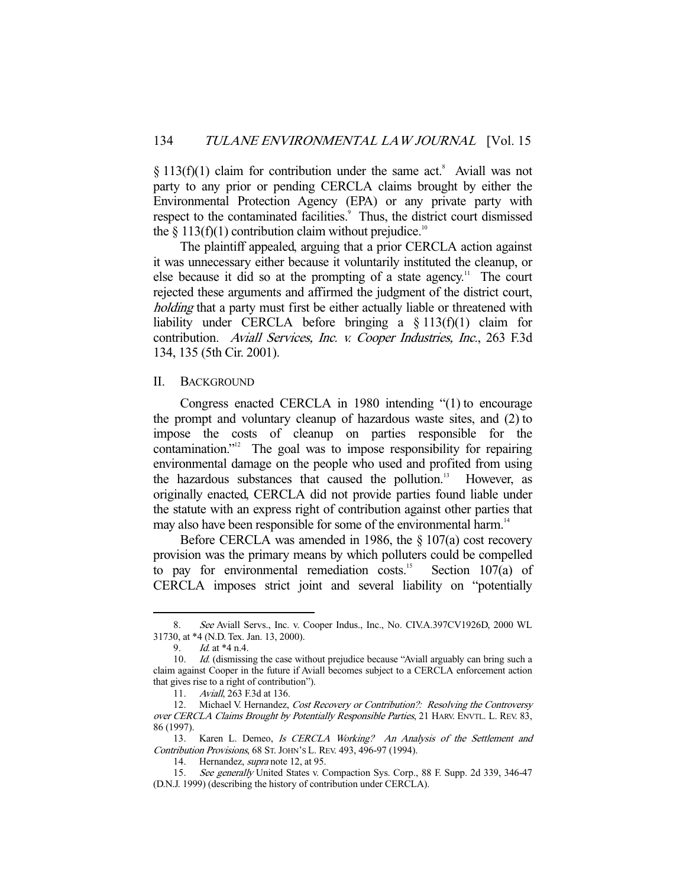§ 113(f)(1) claim for contribution under the same act.[8] Aviall was not party to any prior or pending CERCLA claims brought by either the Environmental Protection Agency (EPA) or any private party with respect to the contaminated facilities.[9] Thus, the district court dismissed the § 113(f)(1) contribution claim without prejudice.[10]

The plaintiff appealed, arguing that a prior CERCLA action against it was unnecessary either because it voluntarily instituted the cleanup, or else because it did so at the prompting of a state agency.[11] The court rejected these arguments and affirmed the judgment of the district court, *holding* that a party must first be either actually liable or threatened with liability under CERCLA before bringing a § 113(f)(1) claim for contribution. *Aviall Services, Inc. v. Cooper Industries, Inc.*, 263 F.3d 134, 135 (5th Cir. 2001).

## II. BACKGROUND

Congress enacted CERCLA in 1980 intending "(1) to encourage the prompt and voluntary cleanup of hazardous waste sites, and (2) to impose the costs of cleanup on parties responsible for the contamination."[12] The goal was to impose responsibility for repairing environmental damage on the people who used and profited from using the hazardous substances that caused the pollution.[13] However, as originally enacted, CERCLA did not provide parties found liable under the statute with an express right of contribution against other parties that may also have been responsible for some of the environmental harm.[14]

Before CERCLA was amended in 1986, the § 107(a) cost recovery provision was the primary means by which polluters could be compelled to pay for environmental remediation costs.[15] Section 107(a) of CERCLA imposes strict joint and several liability on "potentially

---

8. *See* Aviall Servs., Inc. v. Cooper Indus., Inc., No. CIV.A.397CV1926D, 2000 WL 31730, at *4 (N.D. Tex. Jan. 13, 2000).

9. *Id.* at *4 n.4.

10. *Id.* (dismissing the case without prejudice because "Aviall arguably can bring such a claim against Cooper in the future if Aviall becomes subject to a CERCLA enforcement action that gives rise to a right of contribution").

11. *Aviall*, 263 F.3d at 136.

12. Michael V. Hernandez, *Cost Recovery or Contribution?: Resolving the Controversy over CERCLA Claims Brought by Potentially Responsible Parties*, 21 HARV. ENVTL. L. REV. 83, 86 (1997).

13. Karen L. Demeo, *Is CERCLA Working? An Analysis of the Settlement and Contribution Provisions*, 68 ST. JOHN'S L. REV. 493, 496-97 (1994).

14. Hernandez, *supra* note 12, at 95.

15. *See generally* United States v. Compaction Sys. Corp., 88 F. Supp. 2d 339, 346-47 (D.N.J. 1999) (describing the history of contribution under CERCLA).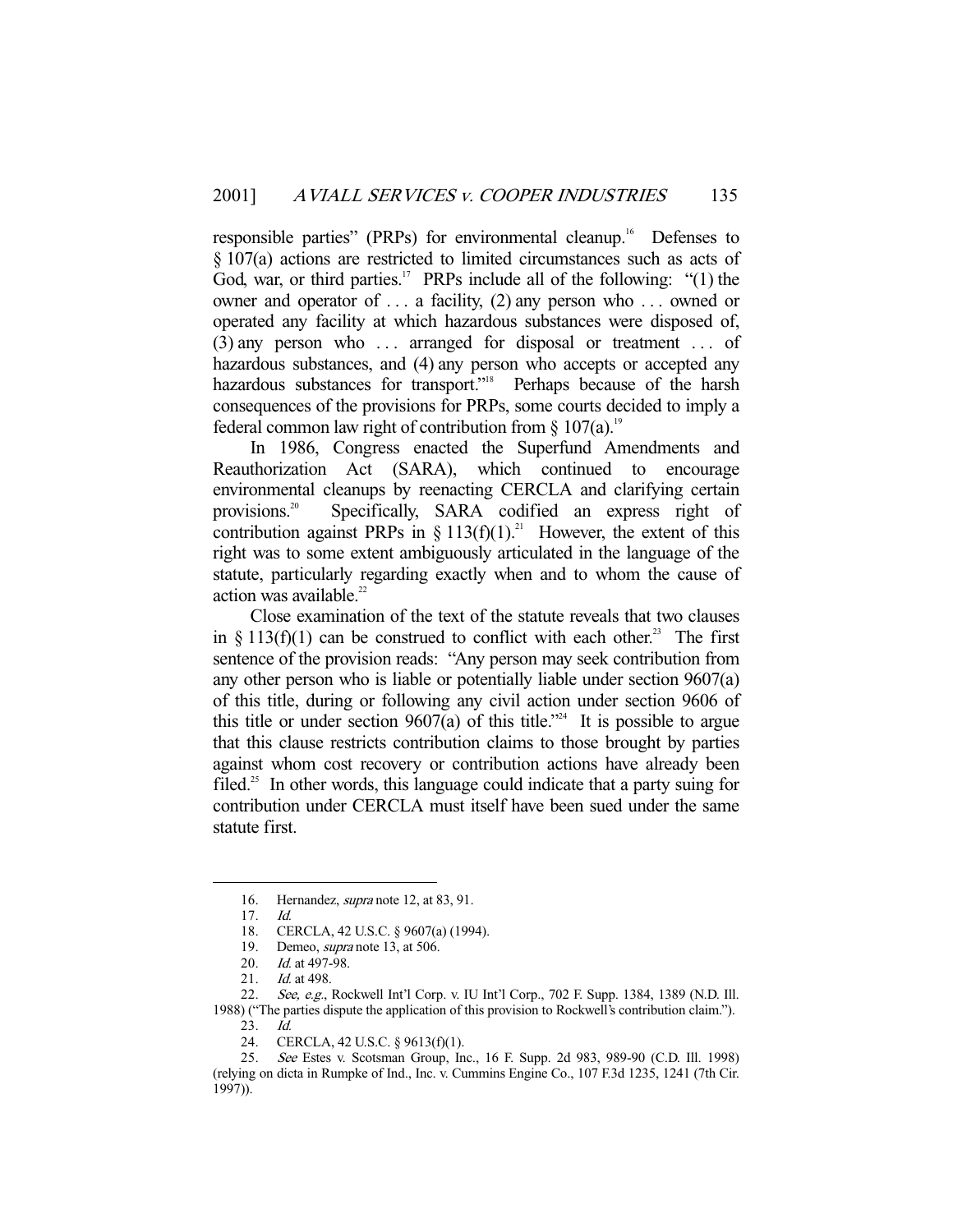responsible parties" (PRPs) for environmental cleanup.[16] Defenses to § 107(a) actions are restricted to limited circumstances such as acts of God, war, or third parties.[17] PRPs include all of the following: "(1) the owner and operator of . . . a facility, (2) any person who . . . owned or operated any facility at which hazardous substances were disposed of, (3) any person who . . . arranged for disposal or treatment . . . of hazardous substances, and (4) any person who accepts or accepted any hazardous substances for transport."[18] Perhaps because of the harsh consequences of the provisions for PRPs, some courts decided to imply a federal common law right of contribution from § 107(a).[19]

In 1986, Congress enacted the Superfund Amendments and Reauthorization Act (SARA), which continued to encourage environmental cleanups by reenacting CERCLA and clarifying certain provisions.[20] Specifically, SARA codified an express right of contribution against PRPs in § 113(f)(1).[21] However, the extent of this right was to some extent ambiguously articulated in the language of the statute, particularly regarding exactly when and to whom the cause of action was available.[22]

Close examination of the text of the statute reveals that two clauses in § 113(f)(1) can be construed to conflict with each other.[23] The first sentence of the provision reads: "Any person may seek contribution from any other person who is liable or potentially liable under section 9607(a) of this title, during or following any civil action under section 9606 of this title or under section 9607(a) of this title."[24] It is possible to argue that this clause restricts contribution claims to those brought by parties against whom cost recovery or contribution actions have already been filed.[25] In other words, this language could indicate that a party suing for contribution under CERCLA must itself have been sued under the same statute first.

---

16. Hernandez, *supra* note 12, at 83, 91.
17. *Id.*
18. CERCLA, 42 U.S.C. § 9607(a) (1994).
19. Demeo, *supra* note 13, at 506.
20. *Id.* at 497-98.
21. *Id.* at 498.
22. *See, e.g.*, Rockwell Int'l Corp. v. IU Int'l Corp., 702 F. Supp. 1384, 1389 (N.D. Ill. 1988) ("The parties dispute the application of this provision to Rockwell's contribution claim.").
23. *Id.*
24. CERCLA, 42 U.S.C. § 9613(f)(1).
25. *See* Estes v. Scotsman Group, Inc., 16 F. Supp. 2d 983, 989-90 (C.D. Ill. 1998) (relying on dicta in Rumpke of Ind., Inc. v. Cummins Engine Co., 107 F.3d 1235, 1241 (7th Cir. 1997)).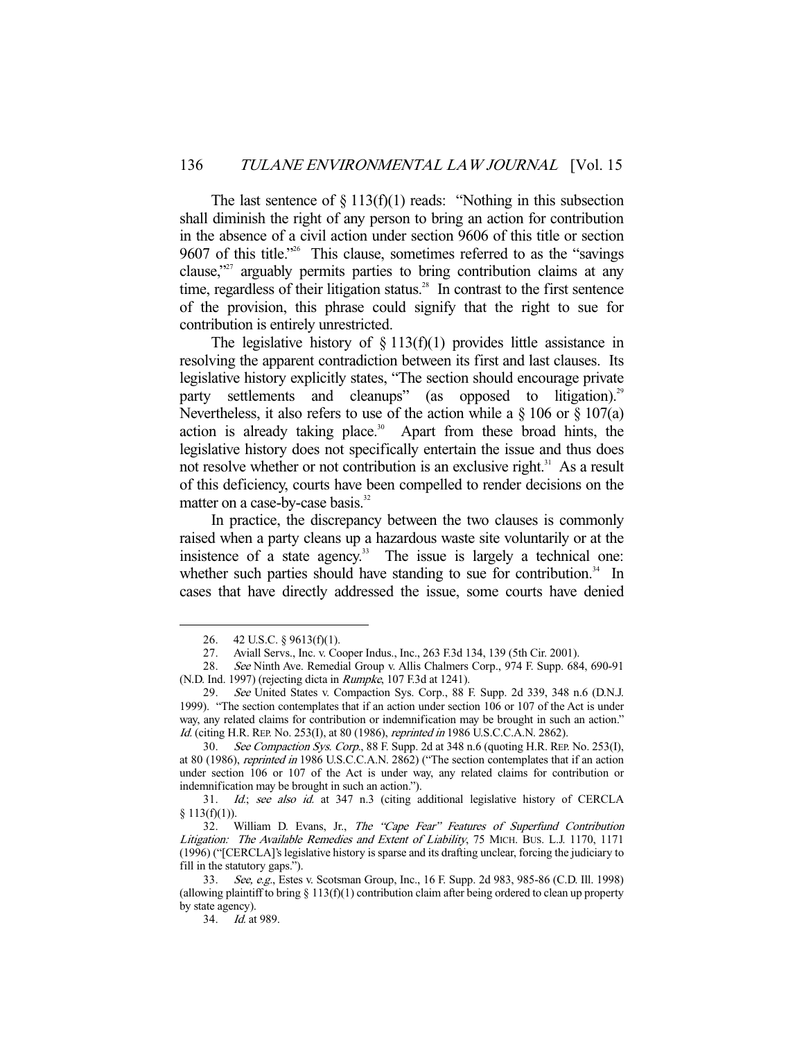The last sentence of § 113(f)(1) reads: "Nothing in this subsection shall diminish the right of any person to bring an action for contribution in the absence of a civil action under section 9606 of this title or section 9607 of this title."[26] This clause, sometimes referred to as the "savings clause,"[27] arguably permits parties to bring contribution claims at any time, regardless of their litigation status.[28] In contrast to the first sentence of the provision, this phrase could signify that the right to sue for contribution is entirely unrestricted.

The legislative history of § 113(f)(1) provides little assistance in resolving the apparent contradiction between its first and last clauses. Its legislative history explicitly states, "The section should encourage private party settlements and cleanups" (as opposed to litigation).[29] Nevertheless, it also refers to use of the action while a § 106 or § 107(a) action is already taking place.[30] Apart from these broad hints, the legislative history does not specifically entertain the issue and thus does not resolve whether or not contribution is an exclusive right.[31] As a result of this deficiency, courts have been compelled to render decisions on the matter on a case-by-case basis.[32]

In practice, the discrepancy between the two clauses is commonly raised when a party cleans up a hazardous waste site voluntarily or at the insistence of a state agency.[33] The issue is largely a technical one: whether such parties should have standing to sue for contribution.[34] In cases that have directly addressed the issue, some courts have denied

---

26. 42 U.S.C. § 9613(f)(1).

27. Aviall Servs., Inc. v. Cooper Indus., Inc., 263 F.3d 134, 139 (5th Cir. 2001).

28. *See* Ninth Ave. Remedial Group v. Allis Chalmers Corp., 974 F. Supp. 684, 690-91 (N.D. Ind. 1997) (rejecting dicta in *Rumpke*, 107 F.3d at 1241).

29. *See* United States v. Compaction Sys. Corp., 88 F. Supp. 2d 339, 348 n.6 (D.N.J. 1999). "The section contemplates that if an action under section 106 or 107 of the Act is under way, any related claims for contribution or indemnification may be brought in such an action." *Id.* (citing H.R. REP. No. 253(I), at 80 (1986), *reprinted in* 1986 U.S.C.C.A.N. 2862).

30. *See Compaction Sys. Corp.*, 88 F. Supp. 2d at 348 n.6 (quoting H.R. REP. No. 253(I), at 80 (1986), *reprinted in* 1986 U.S.C.C.A.N. 2862) ("The section contemplates that if an action under section 106 or 107 of the Act is under way, any related claims for contribution or indemnification may be brought in such an action.").

31. *Id.*; *see also id.* at 347 n.3 (citing additional legislative history of CERCLA § 113(f)(1)).

32. William D. Evans, Jr., *The "Cape Fear" Features of Superfund Contribution Litigation: The Available Remedies and Extent of Liability*, 75 MICH. BUS. L.J. 1170, 1171 (1996) ("[CERCLA]'s legislative history is sparse and its drafting unclear, forcing the judiciary to fill in the statutory gaps.").

33. *See, e.g.*, Estes v. Scotsman Group, Inc., 16 F. Supp. 2d 983, 985-86 (C.D. Ill. 1998) (allowing plaintiff to bring § 113(f)(1) contribution claim after being ordered to clean up property by state agency).

34. *Id.* at 989.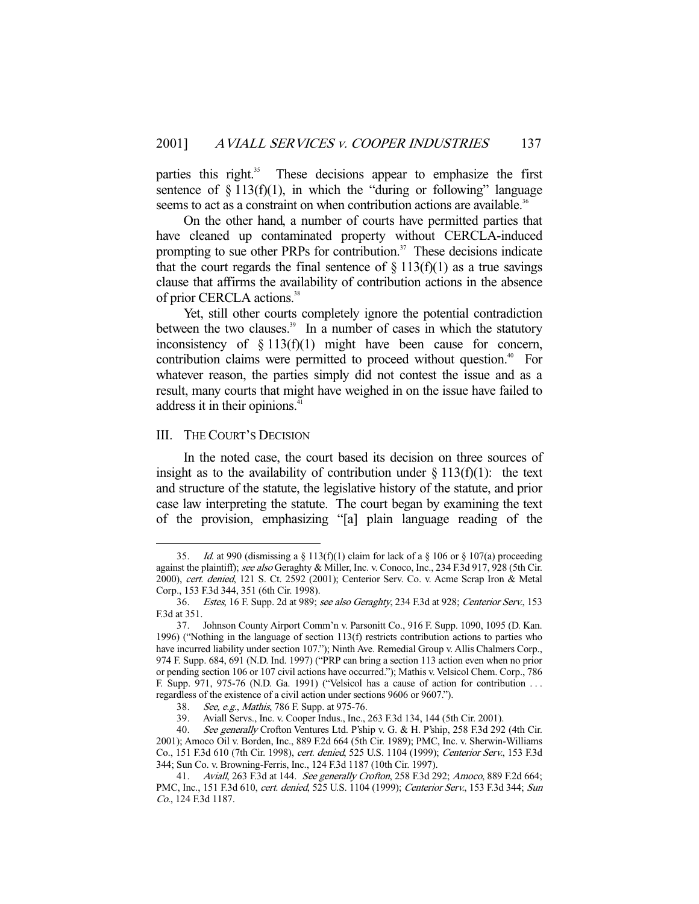parties this right.[35] These decisions appear to emphasize the first sentence of § 113(f)(1), in which the "during or following" language seems to act as a constraint on when contribution actions are available.[36]

On the other hand, a number of courts have permitted parties that have cleaned up contaminated property without CERCLA-induced prompting to sue other PRPs for contribution.[37] These decisions indicate that the court regards the final sentence of § 113(f)(1) as a true savings clause that affirms the availability of contribution actions in the absence of prior CERCLA actions.[38]

Yet, still other courts completely ignore the potential contradiction between the two clauses.[39] In a number of cases in which the statutory inconsistency of § 113(f)(1) might have been cause for concern, contribution claims were permitted to proceed without question.[40] For whatever reason, the parties simply did not contest the issue and as a result, many courts that might have weighed in on the issue have failed to address it in their opinions.[41]

## III. THE COURT'S DECISION

In the noted case, the court based its decision on three sources of insight as to the availability of contribution under § 113(f)(1): the text and structure of the statute, the legislative history of the statute, and prior case law interpreting the statute. The court began by examining the text of the provision, emphasizing "[a] plain language reading of the

---

35. *Id.* at 990 (dismissing a § 113(f)(1) claim for lack of a § 106 or § 107(a) proceeding against the plaintiff); *see also* Geraghty & Miller, Inc. v. Conoco, Inc., 234 F.3d 917, 928 (5th Cir. 2000), *cert. denied*, 121 S. Ct. 2592 (2001); Centerior Serv. Co. v. Acme Scrap Iron & Metal Corp., 153 F.3d 344, 351 (6th Cir. 1998).

36. *Estes*, 16 F. Supp. 2d at 989; *see also Geraghty*, 234 F.3d at 928; *Centerior Serv.*, 153 F.3d at 351.

37. Johnson County Airport Comm'n v. Parsonitt Co., 916 F. Supp. 1090, 1095 (D. Kan. 1996) ("Nothing in the language of section 113(f) restricts contribution actions to parties who have incurred liability under section 107."); Ninth Ave. Remedial Group v. Allis Chalmers Corp., 974 F. Supp. 684, 691 (N.D. Ind. 1997) ("PRP can bring a section 113 action even when no prior or pending section 106 or 107 civil actions have occurred."); Mathis v. Velsicol Chem. Corp., 786 F. Supp. 971, 975-76 (N.D. Ga. 1991) ("Velsicol has a cause of action for contribution . . . regardless of the existence of a civil action under sections 9606 or 9607.").

38. *See, e.g.*, *Mathis*, 786 F. Supp. at 975-76.

39. Aviall Servs., Inc. v. Cooper Indus., Inc., 263 F.3d 134, 144 (5th Cir. 2001).

40. *See generally* Crofton Ventures Ltd. P'ship v. G. & H. P'ship, 258 F.3d 292 (4th Cir. 2001); Amoco Oil v. Borden, Inc., 889 F.2d 664 (5th Cir. 1989); PMC, Inc. v. Sherwin-Williams Co., 151 F.3d 610 (7th Cir. 1998), *cert. denied*, 525 U.S. 1104 (1999); *Centerior Serv.*, 153 F.3d 344; Sun Co. v. Browning-Ferris, Inc., 124 F.3d 1187 (10th Cir. 1997).

41. *Aviall*, 263 F.3d at 144. *See generally Crofton*, 258 F.3d 292; *Amoco*, 889 F.2d 664; PMC, Inc., 151 F.3d 610, *cert. denied*, 525 U.S. 1104 (1999); *Centerior Serv.*, 153 F.3d 344; *Sun Co.*, 124 F.3d 1187.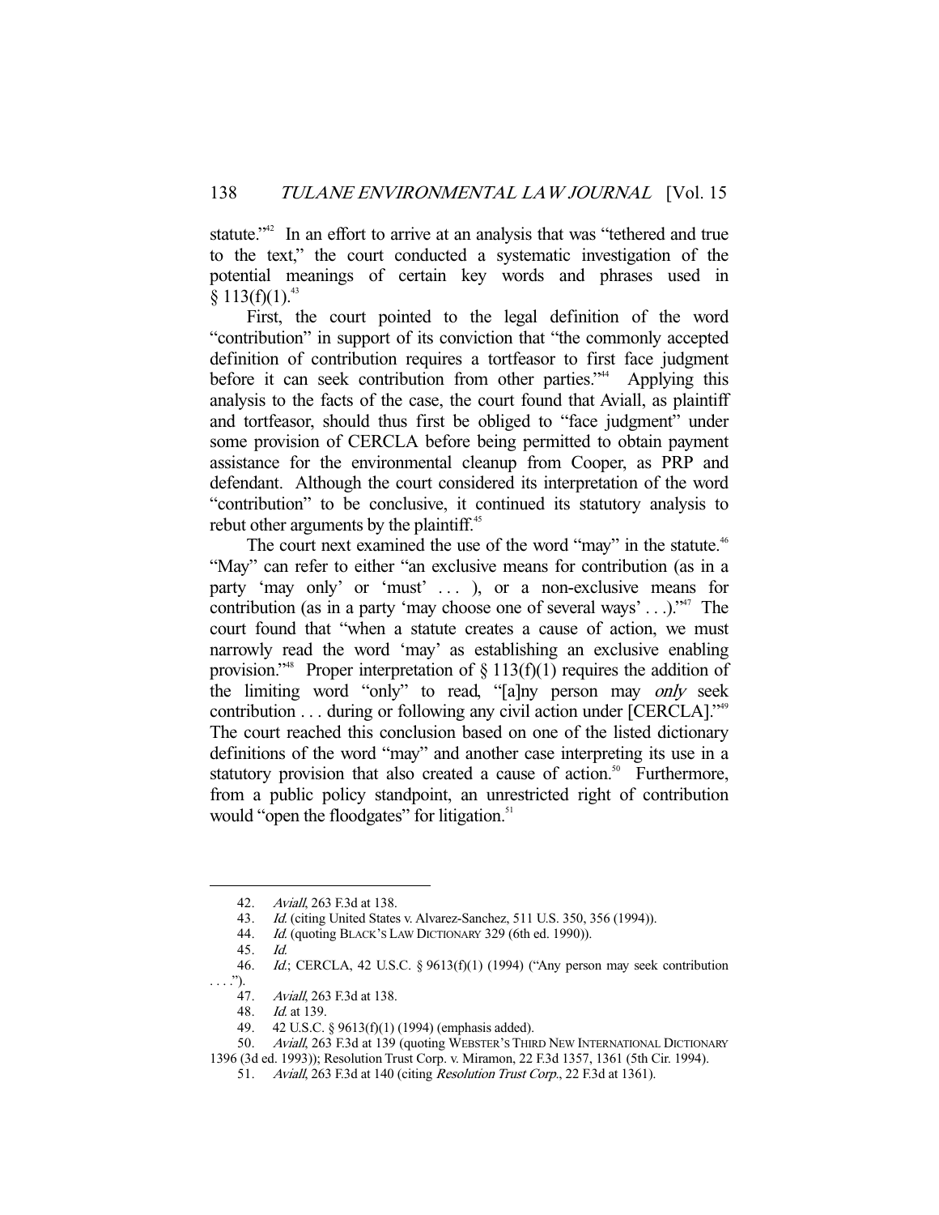statute."[42] In an effort to arrive at an analysis that was "tethered and true to the text," the court conducted a systematic investigation of the potential meanings of certain key words and phrases used in § 113(f)(1).[43]

First, the court pointed to the legal definition of the word "contribution" in support of its conviction that "the commonly accepted definition of contribution requires a tortfeasor to first face judgment before it can seek contribution from other parties."[44] Applying this analysis to the facts of the case, the court found that Aviall, as plaintiff and tortfeasor, should thus first be obliged to "face judgment" under some provision of CERCLA before being permitted to obtain payment assistance for the environmental cleanup from Cooper, as PRP and defendant. Although the court considered its interpretation of the word "contribution" to be conclusive, it continued its statutory analysis to rebut other arguments by the plaintiff.[45]

The court next examined the use of the word "may" in the statute.[46] "May" can refer to either "an exclusive means for contribution (as in a party 'may only' or 'must' . . . ), or a non-exclusive means for contribution (as in a party 'may choose one of several ways' . . .)."[47] The court found that "when a statute creates a cause of action, we must narrowly read the word 'may' as establishing an exclusive enabling provision."[48] Proper interpretation of § 113(f)(1) requires the addition of the limiting word "only" to read, "[a]ny person may *only* seek contribution . . . during or following any civil action under [CERCLA]."[49] The court reached this conclusion based on one of the listed dictionary definitions of the word "may" and another case interpreting its use in a statutory provision that also created a cause of action.[50] Furthermore, from a public policy standpoint, an unrestricted right of contribution would "open the floodgates" for litigation.[51]

---

42. *Aviall*, 263 F.3d at 138.
43. *Id.* (citing United States v. Alvarez-Sanchez, 511 U.S. 350, 356 (1994)).
44. *Id.* (quoting BLACK'S LAW DICTIONARY 329 (6th ed. 1990)).
45. *Id.*
46. *Id.*; CERCLA, 42 U.S.C. § 9613(f)(1) (1994) ("Any person may seek contribution . . . .").
47. *Aviall*, 263 F.3d at 138.
48. *Id.* at 139.
49. 42 U.S.C. § 9613(f)(1) (1994) (emphasis added).
50. *Aviall*, 263 F.3d at 139 (quoting WEBSTER'S THIRD NEW INTERNATIONAL DICTIONARY 1396 (3d ed. 1993)); Resolution Trust Corp. v. Miramon, 22 F.3d 1357, 1361 (5th Cir. 1994).
51. *Aviall*, 263 F.3d at 140 (citing *Resolution Trust Corp.*, 22 F.3d at 1361).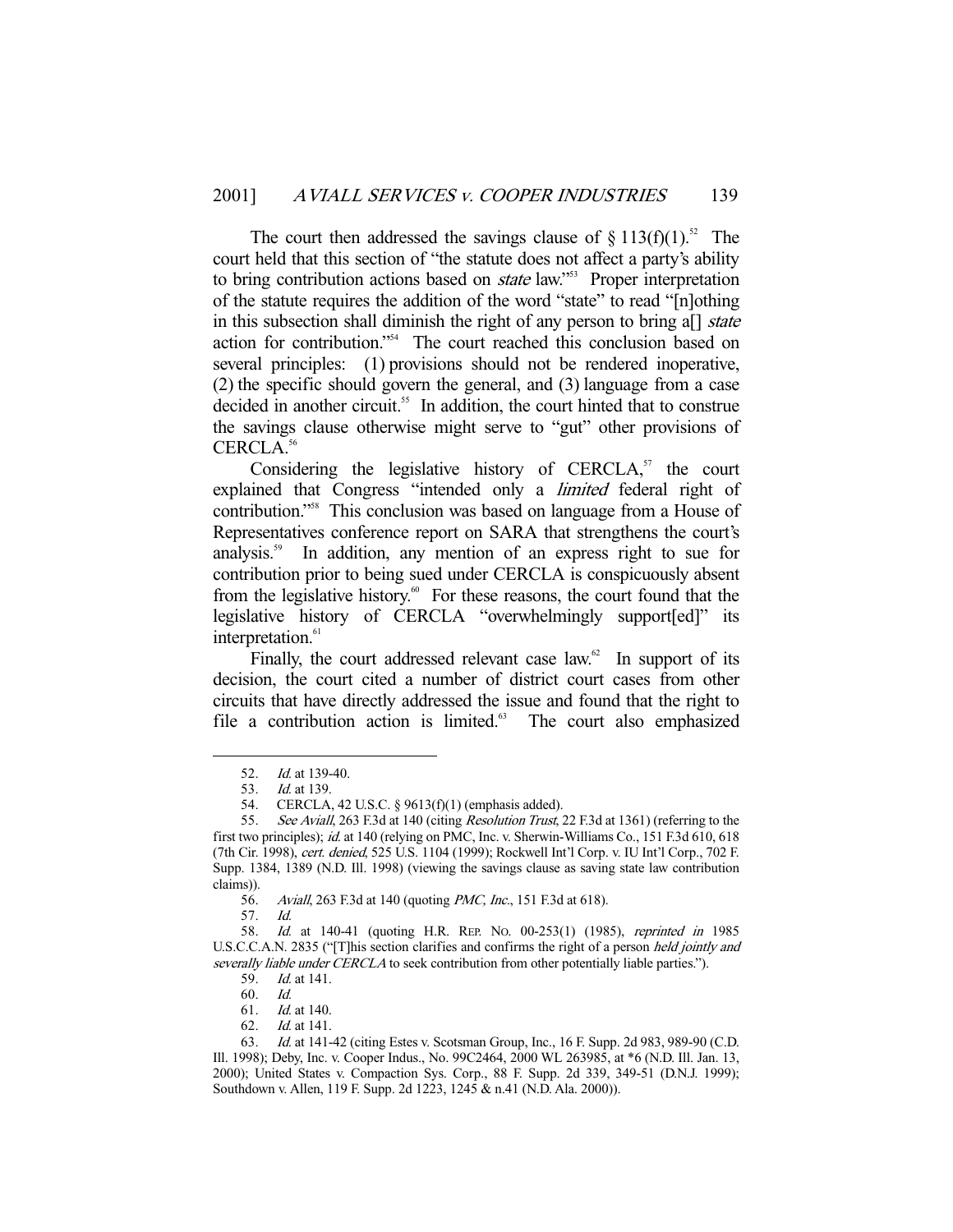The court then addressed the savings clause of § 113(f)(1).[52] The court held that this section of "the statute does not affect a party's ability to bring contribution actions based on *state* law."[53] Proper interpretation of the statute requires the addition of the word "state" to read "[n]othing in this subsection shall diminish the right of any person to bring a[] *state* action for contribution."[54] The court reached this conclusion based on several principles: (1) provisions should not be rendered inoperative, (2) the specific should govern the general, and (3) language from a case decided in another circuit.[55] In addition, the court hinted that to construe the savings clause otherwise might serve to "gut" other provisions of CERCLA.[56]

Considering the legislative history of CERCLA,[57] the court explained that Congress "intended only a *limited* federal right of contribution."[58] This conclusion was based on language from a House of Representatives conference report on SARA that strengthens the court's analysis.[59] In addition, any mention of an express right to sue for contribution prior to being sued under CERCLA is conspicuously absent from the legislative history.[60] For these reasons, the court found that the legislative history of CERCLA "overwhelmingly support[ed]" its interpretation.[61]

Finally, the court addressed relevant case law.[62] In support of its decision, the court cited a number of district court cases from other circuits that have directly addressed the issue and found that the right to file a contribution action is limited.[63] The court also emphasized

---

52. *Id.* at 139-40.

53. *Id.* at 139.

54. CERCLA, 42 U.S.C. § 9613(f)(1) (emphasis added).

55. *See Aviall*, 263 F.3d at 140 (citing *Resolution Trust*, 22 F.3d at 1361) (referring to the first two principles); *id.* at 140 (relying on PMC, Inc. v. Sherwin-Williams Co., 151 F.3d 610, 618 (7th Cir. 1998), *cert. denied*, 525 U.S. 1104 (1999); Rockwell Int'l Corp. v. IU Int'l Corp., 702 F. Supp. 1384, 1389 (N.D. Ill. 1998) (viewing the savings clause as saving state law contribution claims)).

56. *Aviall*, 263 F.3d at 140 (quoting *PMC, Inc.*, 151 F.3d at 618).

57. *Id.*

58. *Id.* at 140-41 (quoting H.R. REP. NO. 00-253(1) (1985), *reprinted in* 1985 U.S.C.C.A.N. 2835 ("[T]his section clarifies and confirms the right of a person *held jointly and severally liable under CERCLA* to seek contribution from other potentially liable parties.").

59. *Id.* at 141.

60. *Id.*

61. *Id.* at 140.

62. *Id.* at 141.

63. *Id.* at 141-42 (citing Estes v. Scotsman Group, Inc., 16 F. Supp. 2d 983, 989-90 (C.D. Ill. 1998); Deby, Inc. v. Cooper Indus., No. 99C2464, 2000 WL 263985, at *6 (N.D. Ill. Jan. 13, 2000); United States v. Compaction Sys. Corp., 88 F. Supp. 2d 339, 349-51 (D.N.J. 1999); Southdown v. Allen, 119 F. Supp. 2d 1223, 1245 & n.41 (N.D. Ala. 2000)).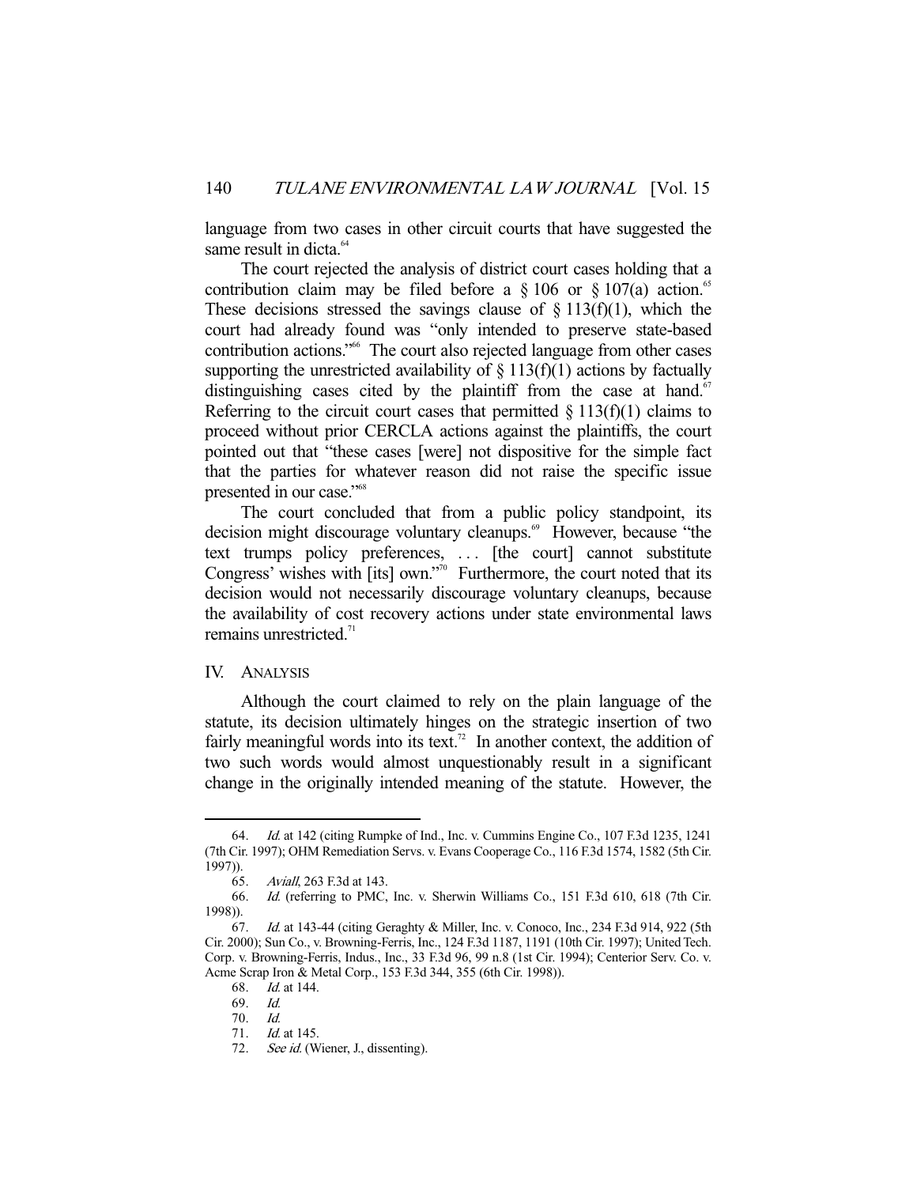language from two cases in other circuit courts that have suggested the same result in dicta.[64]

The court rejected the analysis of district court cases holding that a contribution claim may be filed before a § 106 or § 107(a) action.[65] These decisions stressed the savings clause of § 113(f)(1), which the court had already found was "only intended to preserve state-based contribution actions."[66] The court also rejected language from other cases supporting the unrestricted availability of § 113(f)(1) actions by factually distinguishing cases cited by the plaintiff from the case at hand.[67] Referring to the circuit court cases that permitted § 113(f)(1) claims to proceed without prior CERCLA actions against the plaintiffs, the court pointed out that "these cases [were] not dispositive for the simple fact that the parties for whatever reason did not raise the specific issue presented in our case."[68]

The court concluded that from a public policy standpoint, its decision might discourage voluntary cleanups.[69] However, because "the text trumps policy preferences, . . . [the court] cannot substitute Congress' wishes with [its] own."[70] Furthermore, the court noted that its decision would not necessarily discourage voluntary cleanups, because the availability of cost recovery actions under state environmental laws remains unrestricted.[71]

## IV. ANALYSIS

Although the court claimed to rely on the plain language of the statute, its decision ultimately hinges on the strategic insertion of two fairly meaningful words into its text.[72] In another context, the addition of two such words would almost unquestionably result in a significant change in the originally intended meaning of the statute. However, the

---

64. *Id.* at 142 (citing Rumpke of Ind., Inc. v. Cummins Engine Co., 107 F.3d 1235, 1241 (7th Cir. 1997); OHM Remediation Servs. v. Evans Cooperage Co., 116 F.3d 1574, 1582 (5th Cir. 1997)).

65. *Aviall*, 263 F.3d at 143.

66. *Id.* (referring to PMC, Inc. v. Sherwin Williams Co., 151 F.3d 610, 618 (7th Cir. 1998)).

67. *Id.* at 143-44 (citing Geraghty & Miller, Inc. v. Conoco, Inc., 234 F.3d 914, 922 (5th Cir. 2000); Sun Co., v. Browning-Ferris, Inc., 124 F.3d 1187, 1191 (10th Cir. 1997); United Tech. Corp. v. Browning-Ferris, Indus., Inc., 33 F.3d 96, 99 n.8 (1st Cir. 1994); Centerior Serv. Co. v. Acme Scrap Iron & Metal Corp., 153 F.3d 344, 355 (6th Cir. 1998)).

68. *Id.* at 144.

69. *Id.*

70. *Id.*

71. *Id.* at 145.

72. *See id.* (Wiener, J., dissenting).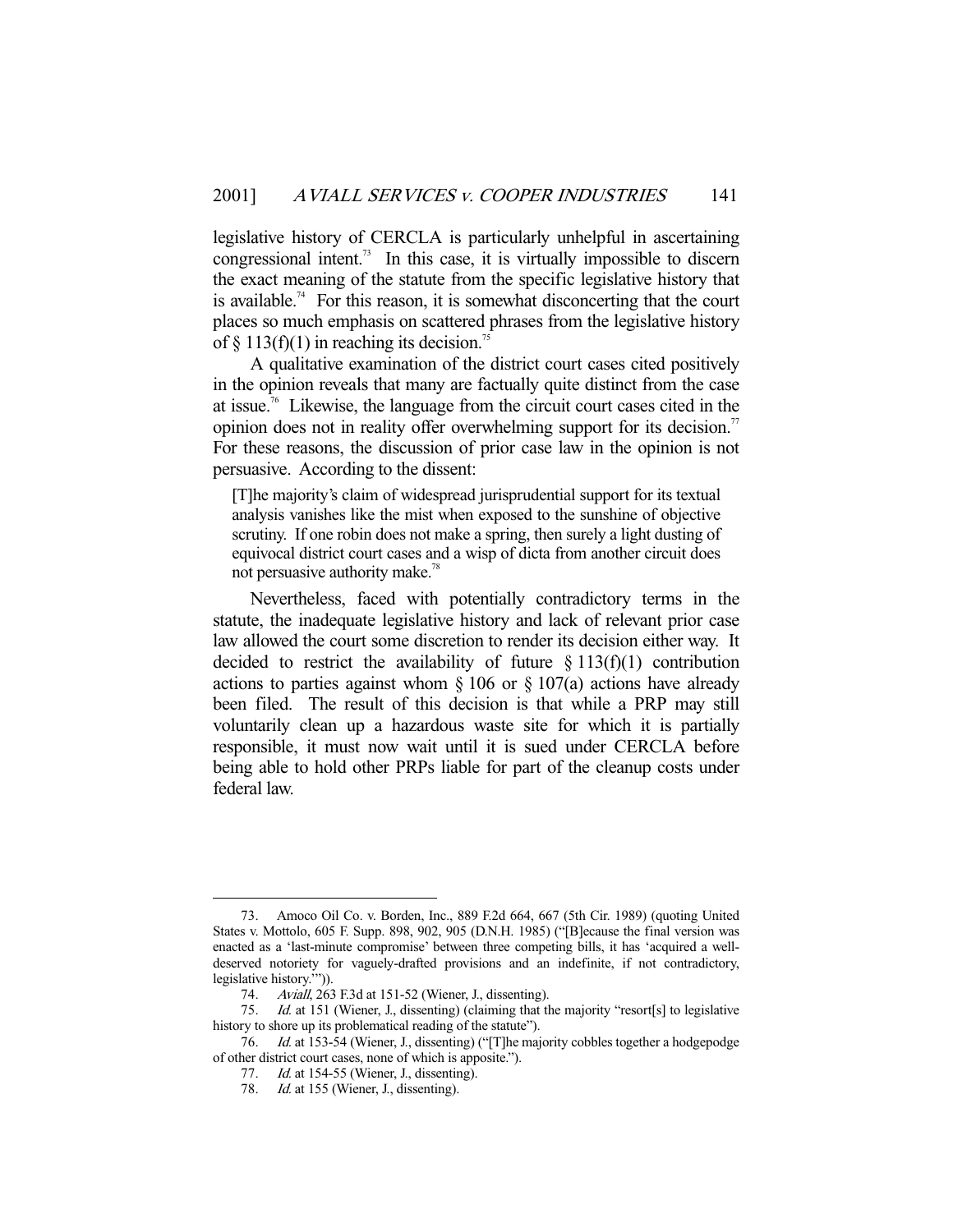legislative history of CERCLA is particularly unhelpful in ascertaining congressional intent.[73] In this case, it is virtually impossible to discern the exact meaning of the statute from the specific legislative history that is available.[74] For this reason, it is somewhat disconcerting that the court places so much emphasis on scattered phrases from the legislative history of § 113(f)(1) in reaching its decision.[75]

A qualitative examination of the district court cases cited positively in the opinion reveals that many are factually quite distinct from the case at issue.[76] Likewise, the language from the circuit court cases cited in the opinion does not in reality offer overwhelming support for its decision.[77] For these reasons, the discussion of prior case law in the opinion is not persuasive. According to the dissent:

> [T]he majority's claim of widespread jurisprudential support for its textual analysis vanishes like the mist when exposed to the sunshine of objective scrutiny. If one robin does not make a spring, then surely a light dusting of equivocal district court cases and a wisp of dicta from another circuit does not persuasive authority make.[78]

Nevertheless, faced with potentially contradictory terms in the statute, the inadequate legislative history and lack of relevant prior case law allowed the court some discretion to render its decision either way. It decided to restrict the availability of future § 113(f)(1) contribution actions to parties against whom § 106 or § 107(a) actions have already been filed. The result of this decision is that while a PRP may still voluntarily clean up a hazardous waste site for which it is partially responsible, it must now wait until it is sued under CERCLA before being able to hold other PRPs liable for part of the cleanup costs under federal law.

---

73. Amoco Oil Co. v. Borden, Inc., 889 F.2d 664, 667 (5th Cir. 1989) (quoting United States v. Mottolo, 605 F. Supp. 898, 902, 905 (D.N.H. 1985) ("[B]ecause the final version was enacted as a 'last-minute compromise' between three competing bills, it has 'acquired a well-deserved notoriety for vaguely-drafted provisions and an indefinite, if not contradictory, legislative history.'")).

74. *Aviall*, 263 F.3d at 151-52 (Wiener, J., dissenting).

75. *Id.* at 151 (Wiener, J., dissenting) (claiming that the majority "resort[s] to legislative history to shore up its problematical reading of the statute").

76. *Id.* at 153-54 (Wiener, J., dissenting) ("[T]he majority cobbles together a hodgepodge of other district court cases, none of which is apposite.").

77. *Id.* at 154-55 (Wiener, J., dissenting).

78. *Id.* at 155 (Wiener, J., dissenting).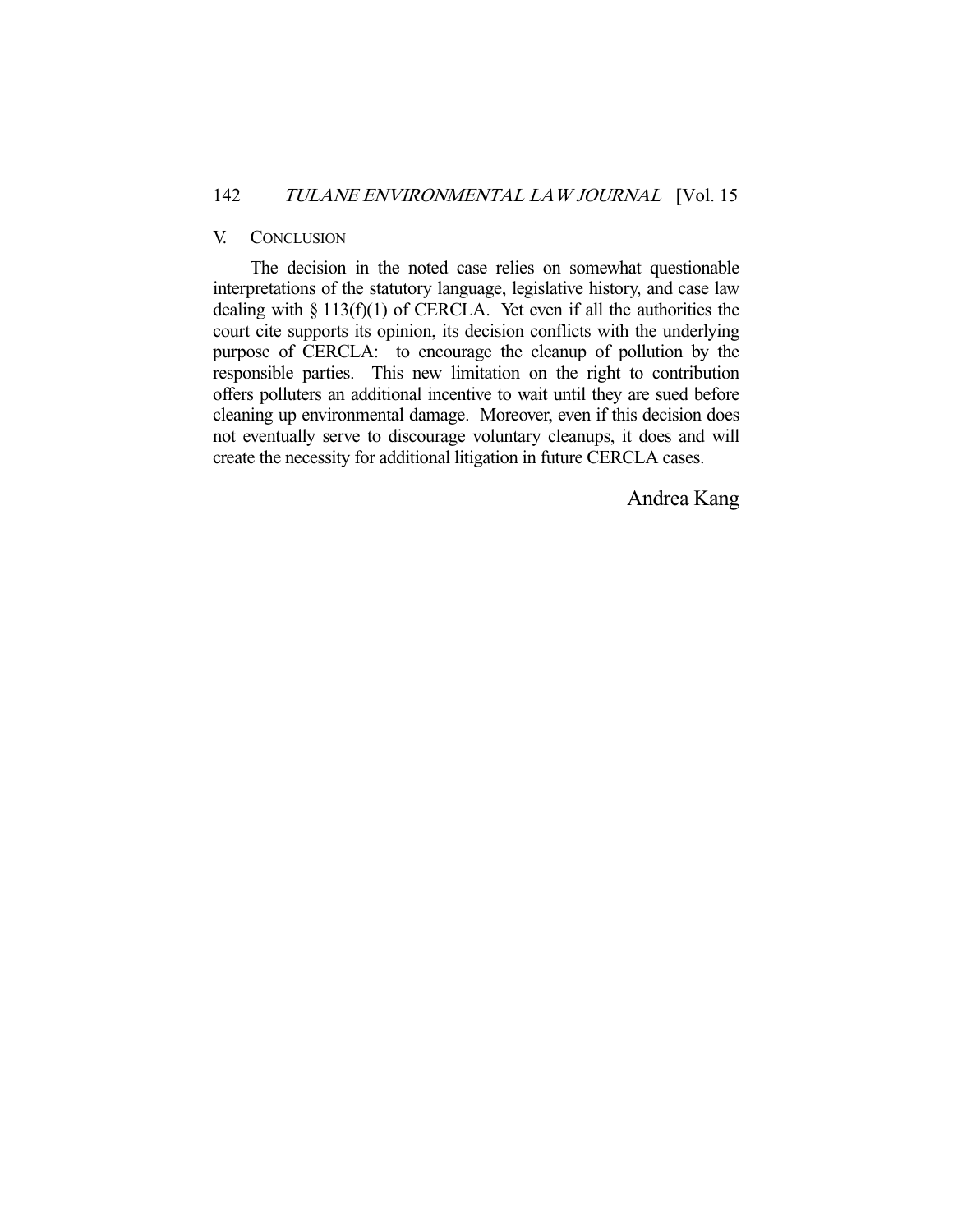## V. Conclusion

The decision in the noted case relies on somewhat questionable interpretations of the statutory language, legislative history, and case law dealing with § 113(f)(1) of CERCLA. Yet even if all the authorities the court cite supports its opinion, its decision conflicts with the underlying purpose of CERCLA: to encourage the cleanup of pollution by the responsible parties. This new limitation on the right to contribution offers polluters an additional incentive to wait until they are sued before cleaning up environmental damage. Moreover, even if this decision does not eventually serve to discourage voluntary cleanups, it does and will create the necessity for additional litigation in future CERCLA cases.

Andrea Kang